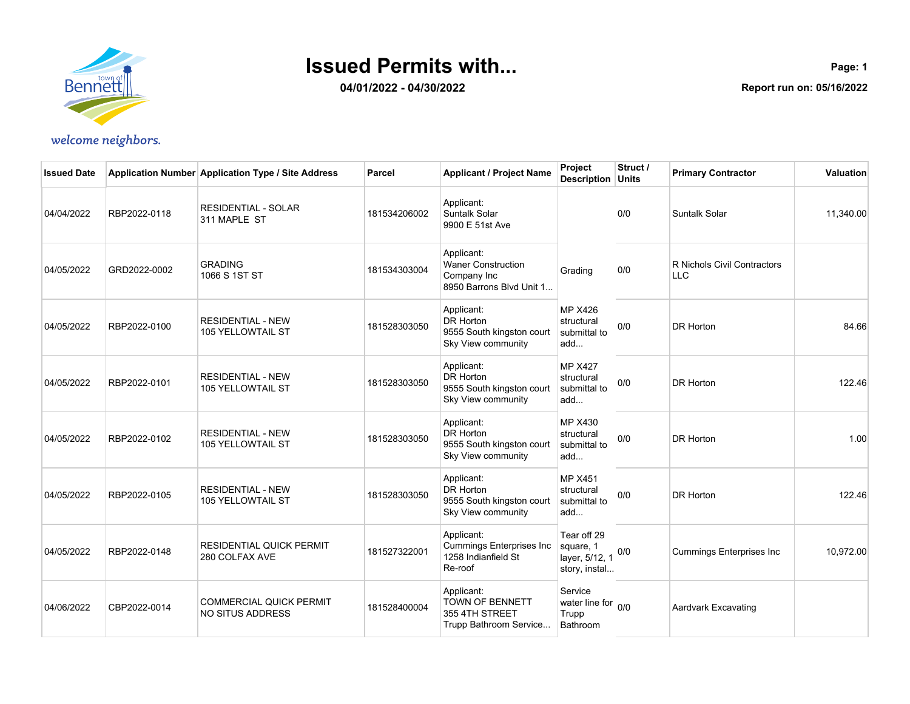# Issued Permits with...

**04/01/2022 - 04/30/2022**

**Page: 1**

**Report run on: 05/16/2022**

welcome neighbors.

| Issued Date | Application Number | Application Type / Site Address | Parcel | Applicant / Project Name | Project Description | Struct / Units | Primary Contractor | Valuation |
|---|---|---|---|---|---|---|---|---|
| 04/04/2022 | RBP2022-0118 | RESIDENTIAL - SOLAR 311 MAPLE ST | 181534206002 | Applicant: Suntalk Solar 9900 E 51st Ave | | 0/0 | Suntalk Solar | 11,340.00 |
| 04/05/2022 | GRD2022-0002 | GRADING 1066 S 1ST ST | 181534303004 | Applicant: Waner Construction Company Inc 8950 Barrons Blvd Unit 1... | Grading | 0/0 | R Nichols Civil Contractors LLC | |
| 04/05/2022 | RBP2022-0100 | RESIDENTIAL - NEW 105 YELLOWTAIL ST | 181528303050 | Applicant: DR Horton 9555 South kingston court Sky View community | MP X426 structural submittal to add... | 0/0 | DR Horton | 84.66 |
| 04/05/2022 | RBP2022-0101 | RESIDENTIAL - NEW 105 YELLOWTAIL ST | 181528303050 | Applicant: DR Horton 9555 South kingston court Sky View community | MP X427 structural submittal to add... | 0/0 | DR Horton | 122.46 |
| 04/05/2022 | RBP2022-0102 | RESIDENTIAL - NEW 105 YELLOWTAIL ST | 181528303050 | Applicant: DR Horton 9555 South kingston court Sky View community | MP X430 structural submittal to add... | 0/0 | DR Horton | 1.00 |
| 04/05/2022 | RBP2022-0105 | RESIDENTIAL - NEW 105 YELLOWTAIL ST | 181528303050 | Applicant: DR Horton 9555 South kingston court Sky View community | MP X451 structural submittal to add... | 0/0 | DR Horton | 122.46 |
| 04/05/2022 | RBP2022-0148 | RESIDENTIAL QUICK PERMIT 280 COLFAX AVE | 181527322001 | Applicant: Cummings Enterprises Inc 1258 Indianfield St Re-roof | Tear off 29 square, 1 layer, 5/12, 1 story, instal... | 0/0 | Cummings Enterprises Inc | 10,972.00 |
| 04/06/2022 | CBP2022-0014 | COMMERCIAL QUICK PERMIT NO SITUS ADDRESS | 181528400004 | Applicant: TOWN OF BENNETT 355 4TH STREET Trupp Bathroom Service... | Service water line for Trupp Bathroom | 0/0 | Aardvark Excavating | |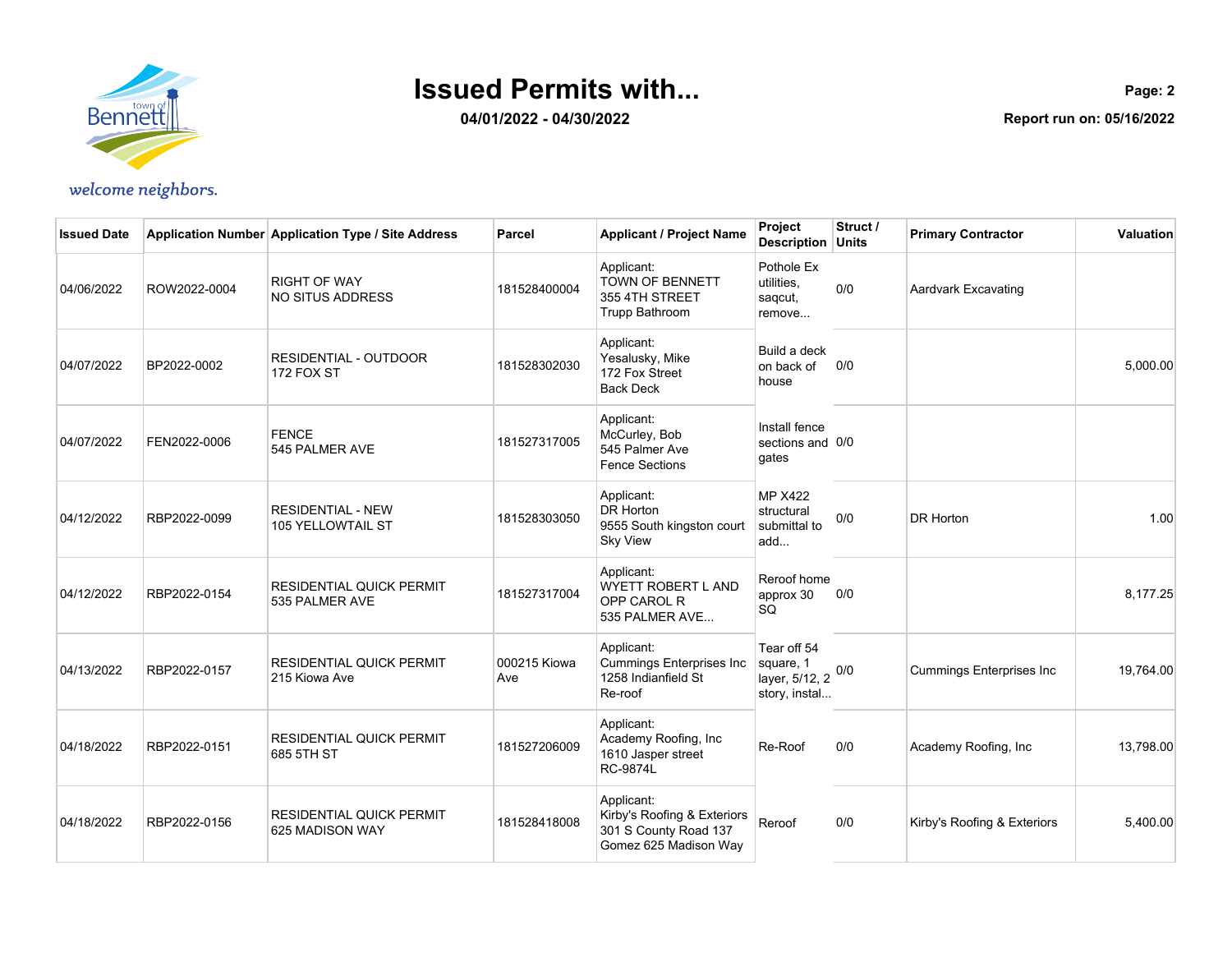# Issued Permits with...

**04/01/2022 - 04/30/2022**

**Report run on: 05/16/2022**

*welcome neighbors.*

| Issued Date | Application Number | Application Type / Site Address | Parcel | Applicant / Project Name | Project Description | Struct / Units | Primary Contractor | Valuation |
|---|---|---|---|---|---|---|---|---|
| 04/06/2022 | ROW2022-0004 | RIGHT OF WAY<br>NO SITUS ADDRESS | 181528400004 | Applicant:<br>TOWN OF BENNETT<br>355 4TH STREET<br>Trupp Bathroom | Pothole Ex utilities, saqcut, remove... | 0/0 | Aardvark Excavating | |
| 04/07/2022 | BP2022-0002 | RESIDENTIAL - OUTDOOR<br>172 FOX ST | 181528302030 | Applicant:<br>Yesalusky, Mike<br>172 Fox Street<br>Back Deck | Build a deck on back of house | 0/0 | | 5,000.00 |
| 04/07/2022 | FEN2022-0006 | FENCE<br>545 PALMER AVE | 181527317005 | Applicant:<br>McCurley, Bob<br>545 Palmer Ave<br>Fence Sections | Install fence sections and gates | 0/0 | | |
| 04/12/2022 | RBP2022-0099 | RESIDENTIAL - NEW<br>105 YELLOWTAIL ST | 181528303050 | Applicant:<br>DR Horton<br>9555 South kingston court<br>Sky View | MP X422 structural submittal to add... | 0/0 | DR Horton | 1.00 |
| 04/12/2022 | RBP2022-0154 | RESIDENTIAL QUICK PERMIT<br>535 PALMER AVE | 181527317004 | Applicant:<br>WYETT ROBERT L AND OPP CAROL R<br>535 PALMER AVE... | Reroof home approx 30 SQ | 0/0 | | 8,177.25 |
| 04/13/2022 | RBP2022-0157 | RESIDENTIAL QUICK PERMIT<br>215 Kiowa Ave | 000215 Kiowa Ave | Applicant:<br>Cummings Enterprises Inc<br>1258 Indianfield St<br>Re-roof | Tear off 54 square, 1 layer, 5/12, 2 story, instal... | 0/0 | Cummings Enterprises Inc | 19,764.00 |
| 04/18/2022 | RBP2022-0151 | RESIDENTIAL QUICK PERMIT<br>685 5TH ST | 181527206009 | Applicant:<br>Academy Roofing, Inc<br>1610 Jasper street<br>RC-9874L | Re-Roof | 0/0 | Academy Roofing, Inc | 13,798.00 |
| 04/18/2022 | RBP2022-0156 | RESIDENTIAL QUICK PERMIT<br>625 MADISON WAY | 181528418008 | Applicant:<br>Kirby's Roofing & Exteriors<br>301 S County Road 137<br>Gomez 625 Madison Way | Reroof | 0/0 | Kirby's Roofing & Exteriors | 5,400.00 |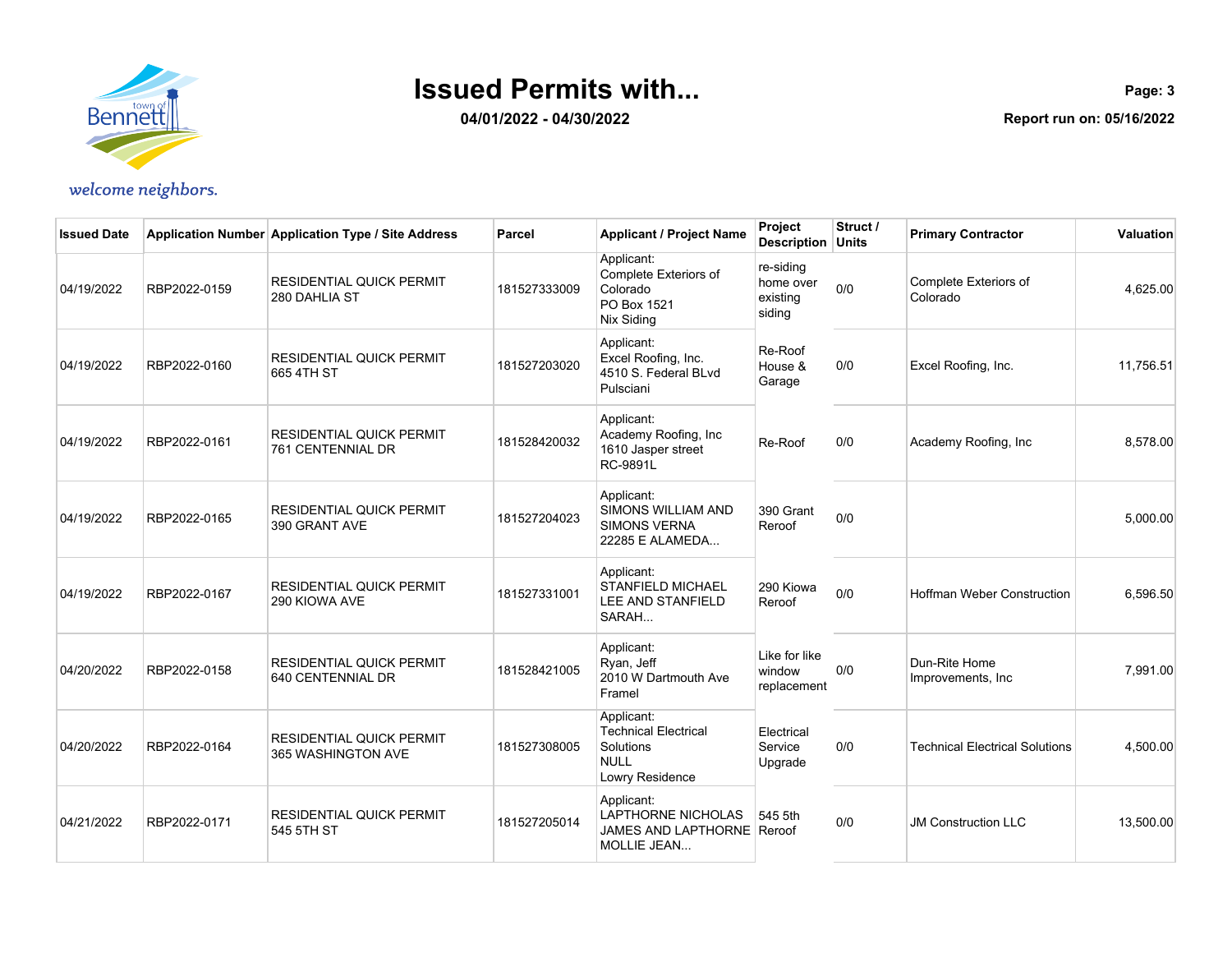# Issued Permits with...

**04/01/2022 - 04/30/2022**

**Report run on: 05/16/2022**

*welcome neighbors.*

| Issued Date | Application Number | Application Type / Site Address | Parcel | Applicant / Project Name | Project Description | Struct / Units | Primary Contractor | Valuation |
|---|---|---|---|---|---|---|---|---|
| 04/19/2022 | RBP2022-0159 | RESIDENTIAL QUICK PERMIT 280 DAHLIA ST | 181527333009 | Applicant: Complete Exteriors of Colorado PO Box 1521 Nix Siding | re-siding home over existing siding | 0/0 | Complete Exteriors of Colorado | 4,625.00 |
| 04/19/2022 | RBP2022-0160 | RESIDENTIAL QUICK PERMIT 665 4TH ST | 181527203020 | Applicant: Excel Roofing, Inc. 4510 S. Federal BLvd Pulsciani | Re-Roof House & Garage | 0/0 | Excel Roofing, Inc. | 11,756.51 |
| 04/19/2022 | RBP2022-0161 | RESIDENTIAL QUICK PERMIT 761 CENTENNIAL DR | 181528420032 | Applicant: Academy Roofing, Inc 1610 Jasper street RC-9891L | Re-Roof | 0/0 | Academy Roofing, Inc | 8,578.00 |
| 04/19/2022 | RBP2022-0165 | RESIDENTIAL QUICK PERMIT 390 GRANT AVE | 181527204023 | Applicant: SIMONS WILLIAM AND SIMONS VERNA 22285 E ALAMEDA... | 390 Grant Reroof | 0/0 | | 5,000.00 |
| 04/19/2022 | RBP2022-0167 | RESIDENTIAL QUICK PERMIT 290 KIOWA AVE | 181527331001 | Applicant: STANFIELD MICHAEL LEE AND STANFIELD SARAH... | 290 Kiowa Reroof | 0/0 | Hoffman Weber Construction | 6,596.50 |
| 04/20/2022 | RBP2022-0158 | RESIDENTIAL QUICK PERMIT 640 CENTENNIAL DR | 181528421005 | Applicant: Ryan, Jeff 2010 W Dartmouth Ave Framel | Like for like window replacement | 0/0 | Dun-Rite Home Improvements, Inc | 7,991.00 |
| 04/20/2022 | RBP2022-0164 | RESIDENTIAL QUICK PERMIT 365 WASHINGTON AVE | 181527308005 | Applicant: Technical Electrical Solutions NULL Lowry Residence | Electrical Service Upgrade | 0/0 | Technical Electrical Solutions | 4,500.00 |
| 04/21/2022 | RBP2022-0171 | RESIDENTIAL QUICK PERMIT 545 5TH ST | 181527205014 | Applicant: LAPTHORNE NICHOLAS JAMES AND LAPTHORNE MOLLIE JEAN... | 545 5th Reroof | 0/0 | JM Construction LLC | 13,500.00 |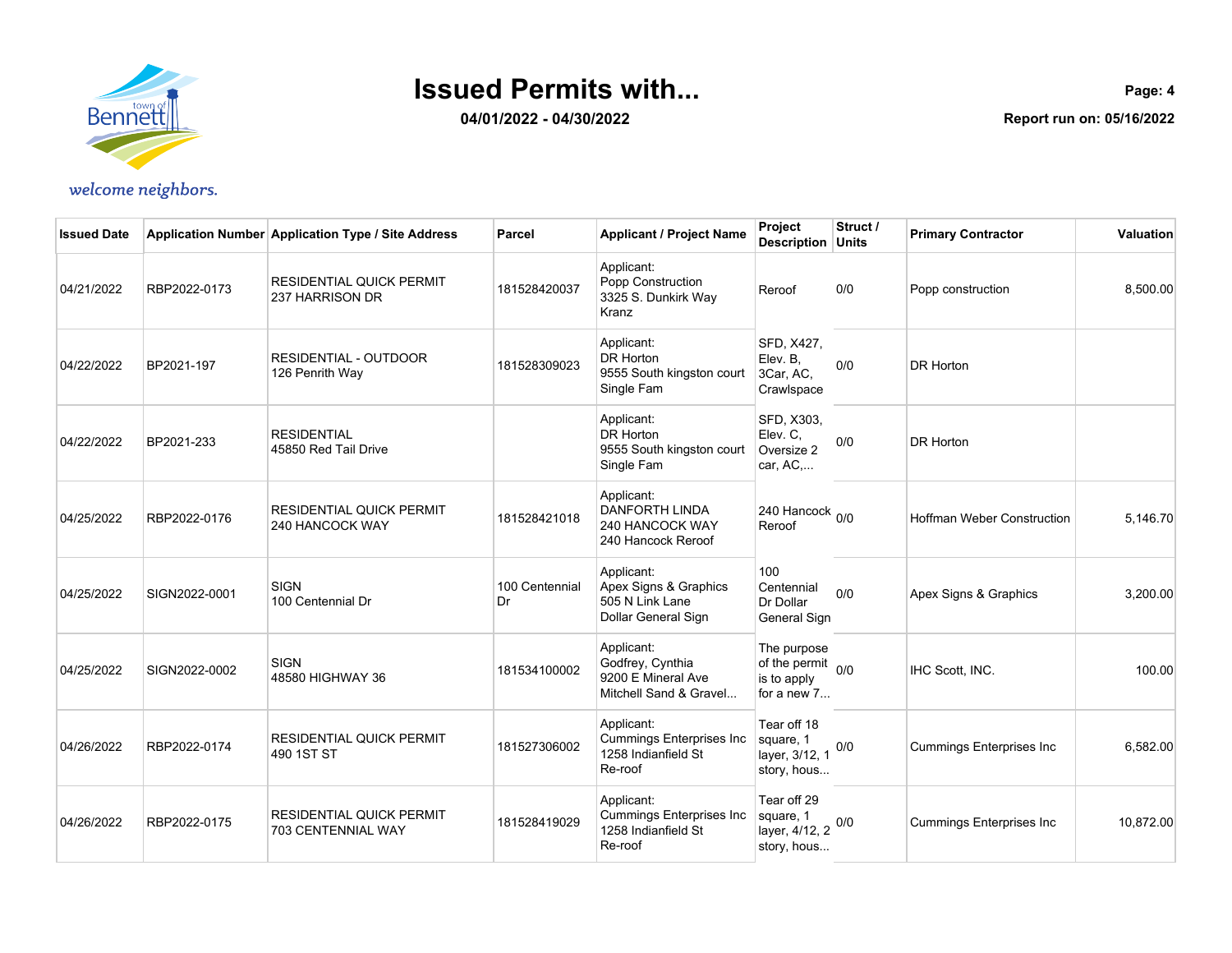# Issued Permits with...

**04/01/2022 - 04/30/2022**

**Report run on: 05/16/2022**

*welcome neighbors.*

| Issued Date | Application Number | Application Type / Site Address | Parcel | Applicant / Project Name | Project Description | Struct / Units | Primary Contractor | Valuation |
|---|---|---|---|---|---|---|---|---|
| 04/21/2022 | RBP2022-0173 | RESIDENTIAL QUICK PERMIT 237 HARRISON DR | 181528420037 | Applicant: Popp Construction 3325 S. Dunkirk Way Kranz | Reroof | 0/0 | Popp construction | 8,500.00 |
| 04/22/2022 | BP2021-197 | RESIDENTIAL - OUTDOOR 126 Penrith Way | 181528309023 | Applicant: DR Horton 9555 South kingston court Single Fam | SFD, X427, Elev. B, 3Car, AC, Crawlspace | 0/0 | DR Horton | |
| 04/22/2022 | BP2021-233 | RESIDENTIAL 45850 Red Tail Drive | | Applicant: DR Horton 9555 South kingston court Single Fam | SFD, X303, Elev. C, Oversize 2 car, AC,... | 0/0 | DR Horton | |
| 04/25/2022 | RBP2022-0176 | RESIDENTIAL QUICK PERMIT 240 HANCOCK WAY | 181528421018 | Applicant: DANFORTH LINDA 240 HANCOCK WAY 240 Hancock Reroof | 240 Hancock Reroof | 0/0 | Hoffman Weber Construction | 5,146.70 |
| 04/25/2022 | SIGN2022-0001 | SIGN 100 Centennial Dr | 100 Centennial Dr | Applicant: Apex Signs & Graphics 505 N Link Lane Dollar General Sign | 100 Centennial Dr Dollar General Sign | 0/0 | Apex Signs & Graphics | 3,200.00 |
| 04/25/2022 | SIGN2022-0002 | SIGN 48580 HIGHWAY 36 | 181534100002 | Applicant: Godfrey, Cynthia 9200 E Mineral Ave Mitchell Sand & Gravel... | The purpose of the permit is to apply for a new 7... | 0/0 | IHC Scott, INC. | 100.00 |
| 04/26/2022 | RBP2022-0174 | RESIDENTIAL QUICK PERMIT 490 1ST ST | 181527306002 | Applicant: Cummings Enterprises Inc 1258 Indianfield St Re-roof | Tear off 18 square, 1 layer, 3/12, 1 story, hous... | 0/0 | Cummings Enterprises Inc | 6,582.00 |
| 04/26/2022 | RBP2022-0175 | RESIDENTIAL QUICK PERMIT 703 CENTENNIAL WAY | 181528419029 | Applicant: Cummings Enterprises Inc 1258 Indianfield St Re-roof | Tear off 29 square, 1 layer, 4/12, 2 story, hous... | 0/0 | Cummings Enterprises Inc | 10,872.00 |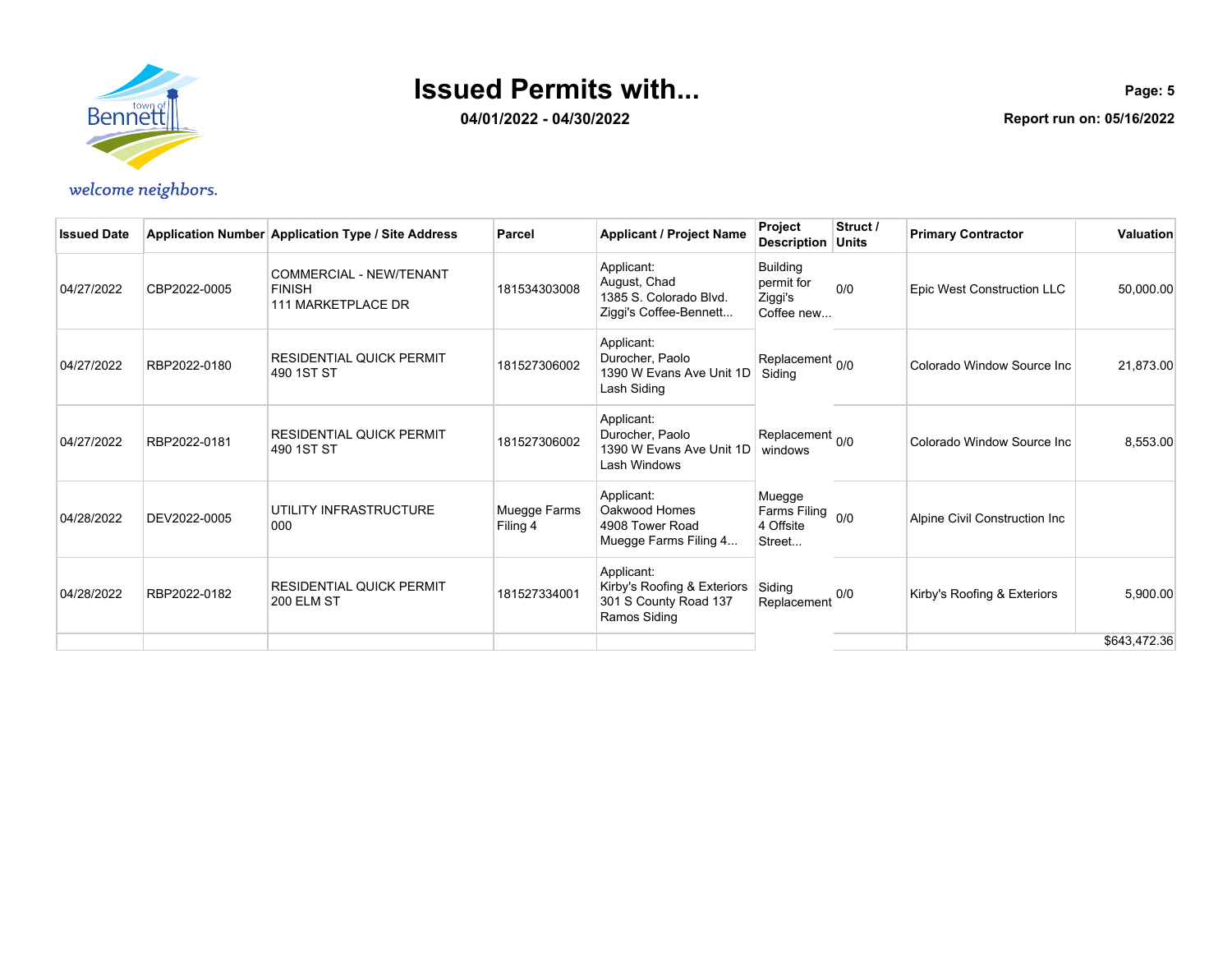# Issued Permits with...

**04/01/2022 - 04/30/2022**

**Report run on: 05/16/2022**

*welcome neighbors.*

| Issued Date | Application Number | Application Type / Site Address | Parcel | Applicant / Project Name | Project Description | Struct / Units | Primary Contractor | Valuation |
|---|---|---|---|---|---|---|---|---|
| 04/27/2022 | CBP2022-0005 | COMMERCIAL - NEW/TENANT FINISH<br>111 MARKETPLACE DR | 181534303008 | Applicant:<br>August, Chad<br>1385 S. Colorado Blvd.<br>Ziggi's Coffee-Bennett... | Building permit for Ziggi's Coffee new... | 0/0 | Epic West Construction LLC | 50,000.00 |
| 04/27/2022 | RBP2022-0180 | RESIDENTIAL QUICK PERMIT<br>490 1ST ST | 181527306002 | Applicant:<br>Durocher, Paolo<br>1390 W Evans Ave Unit 1D<br>Lash Siding | Replacement Siding | 0/0 | Colorado Window Source Inc | 21,873.00 |
| 04/27/2022 | RBP2022-0181 | RESIDENTIAL QUICK PERMIT<br>490 1ST ST | 181527306002 | Applicant:<br>Durocher, Paolo<br>1390 W Evans Ave Unit 1D<br>Lash Windows | Replacement windows | 0/0 | Colorado Window Source Inc | 8,553.00 |
| 04/28/2022 | DEV2022-0005 | UTILITY INFRASTRUCTURE<br>000 | Muegge Farms Filing 4 | Applicant:<br>Oakwood Homes<br>4908 Tower Road<br>Muegge Farms Filing 4... | Muegge Farms Filing 4 Offsite Street... | 0/0 | Alpine Civil Construction Inc | |
| 04/28/2022 | RBP2022-0182 | RESIDENTIAL QUICK PERMIT<br>200 ELM ST | 181527334001 | Applicant:<br>Kirby's Roofing & Exteriors<br>301 S County Road 137<br>Ramos Siding | Siding Replacement | 0/0 | Kirby's Roofing & Exteriors | 5,900.00 |
| | | | | | | | | $643,472.36 |